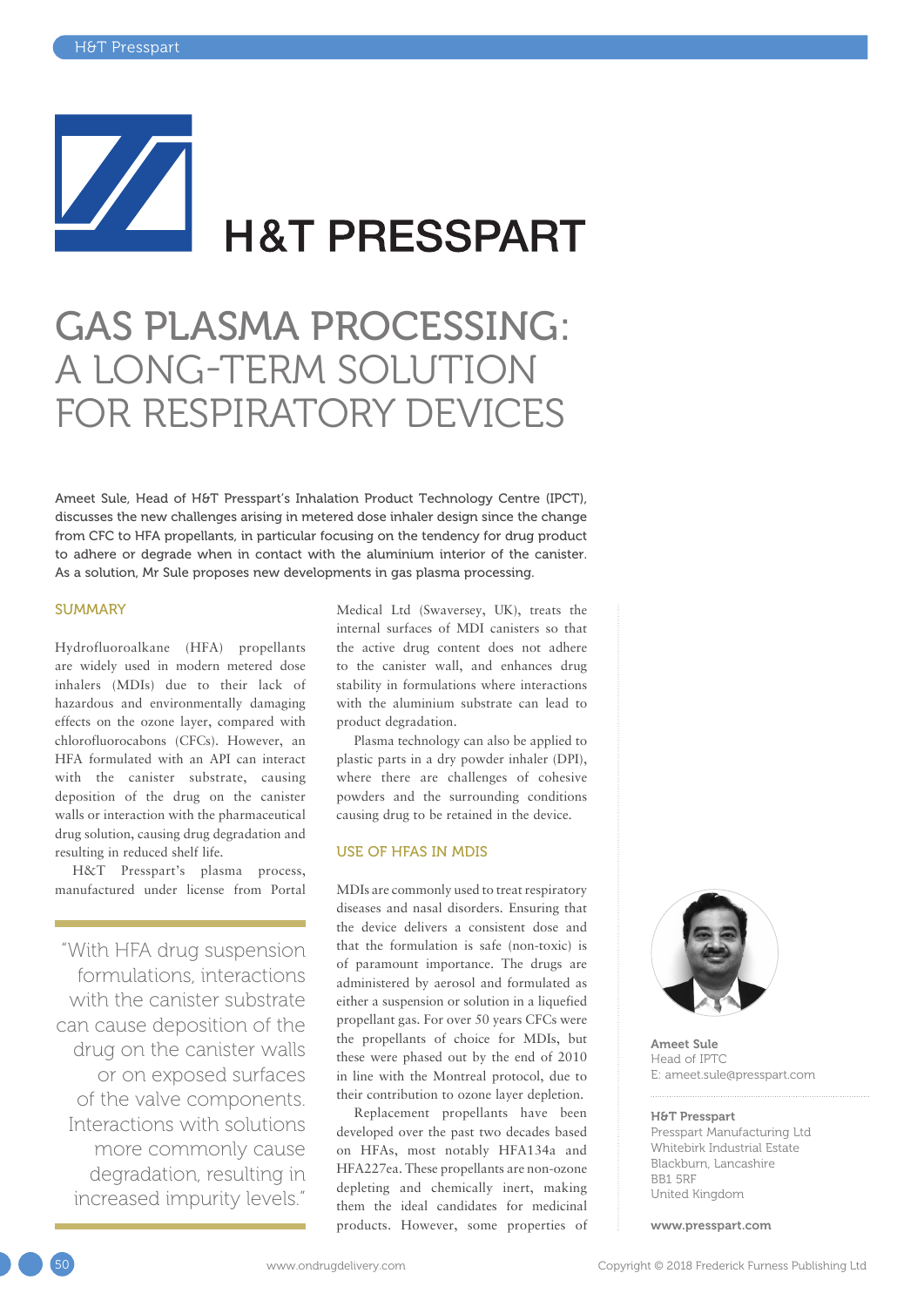H&T PRESSPART

# GAS PLASMA PROCESSING: A LONG-TERM SOLUTION FOR RESPIRATORY DEVICES

Ameet Sule, Head of H&T Presspart's Inhalation Product Technology Centre (IPCT), discusses the new challenges arising in metered dose inhaler design since the change from CFC to HFA propellants, in particular focusing on the tendency for drug product to adhere or degrade when in contact with the aluminium interior of the canister. As a solution, Mr Sule proposes new developments in gas plasma processing.

## SUMMARY

Hydrofluoroalkane (HFA) propellants are widely used in modern metered dose inhalers (MDIs) due to their lack of hazardous and environmentally damaging effects on the ozone layer, compared with chlorofluorocarbons (CFCs). However, an HFA formulated with an API can interact with the canister substrate, causing deposition of the drug on the canister walls or interaction with the pharmaceutical drug solution, causing drug degradation and resulting in reduced shelf life.

H&T Presspart's plasma process, manufactured under license from Portal Medical Ltd (Swaversey, UK), treats the internal surfaces of MDI canisters so that the active drug content does not adhere to the canister wall, and enhances drug stability in formulations where interactions with the aluminium substrate can lead to product degradation.

Plasma technology can also be applied to plastic parts in a dry powder inhaler (DPI), where there are challenges of cohesive powders and the surrounding conditions causing drug to be retained in the device.

> "With HFA drug suspension formulations, interactions with the canister substrate can cause deposition of the drug on the canister walls or on exposed surfaces of the valve components. Interactions with solutions more commonly cause degradation, resulting in increased impurity levels."

## USE OF HFAS IN MDIS

MDIs are commonly used to treat respiratory diseases and nasal disorders. Ensuring that the device delivers a consistent dose and that the formulation is safe (non-toxic) is of paramount importance. The drugs are administered by aerosol and formulated as either a suspension or solution in a liquefied propellant gas. For over 50 years CFCs were the propellants of choice for MDIs, but these were phased out by the end of 2010 in line with the Montreal protocol, due to their contribution to ozone layer depletion.

Replacement propellants have been developed over the past two decades based on HFAs, most notably HFA134a and HFA227ea. These propellants are non-ozone depleting and chemically inert, making them the ideal candidates for medicinal products. However, some properties of

**Ameet Sule**
Head of IPTC
E: ameet.sule@presspart.com

**H&T Presspart**
Presspart Manufacturing Ltd
Whitebirk Industrial Estate
Blackburn, Lancashire
BB1 5RF
United Kingdom

**www.presspart.com**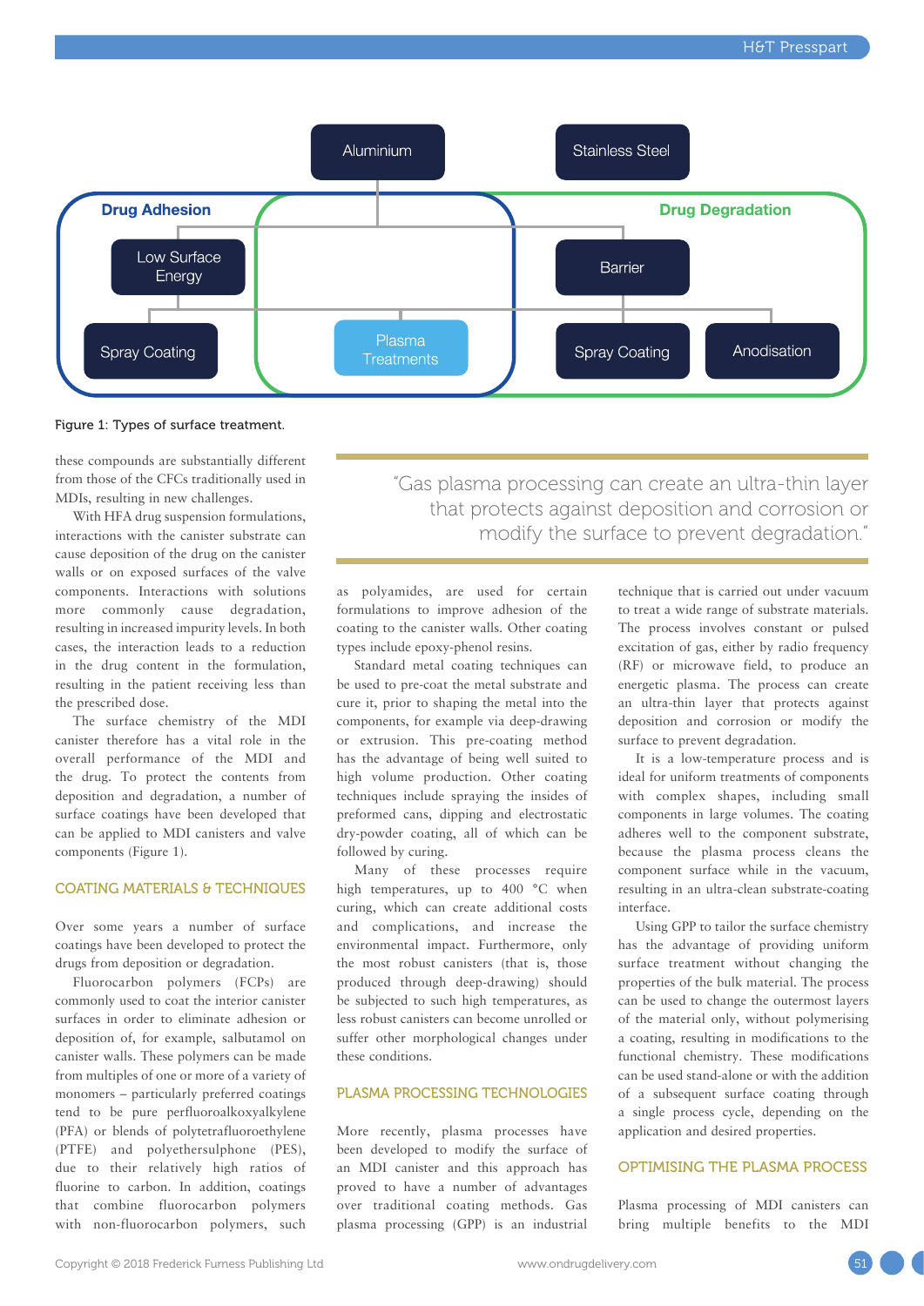Figure 1: Types of surface treatment.

these compounds are substantially different from those of the CFCs traditionally used in MDIs, resulting in new challenges.

With HFA drug suspension formulations, interactions with the canister substrate can cause deposition of the drug on the canister walls or on exposed surfaces of the valve components. Interactions with surfaces more commonly cause degradation, resulting in increased impurity levels. In both cases, the interaction leads to a reduction in the drug content in the formulation, resulting in the patient receiving less than the prescribed dose.

The surface chemistry of the MDI canister therefore has a vital role in the overall performance of the MDI and the drug. To protect the contents from deposition and degradation, a number of surface coatings have been developed that can be applied to MDI canisters and valve components (Figure 1).

## COATING MATERIALS & TECHNIQUES

Over some years a number of surface coatings have been developed to protect the drugs from deposition or degradation.

Fluorocarbon polymers (FCPs) are commonly used to coat the interior canister surfaces in order to eliminate adhesion or deposition of, for example, salbutamol on canister walls. These polymers can be made from multiples of one or more of a variety of monomers – particularly preferred coatings tend to be pure perfluoroalkoxyalkylene (PFA) or blends of polytetrafluoroethylene (PTFE) and polyethersulphone (PES), due to their relatively high ratios of fluorine to carbon. In addition, coatings that combine fluorocarbon polymers with non-fluorocarbon polymers, such as polyamides, are used for certain formulations to improve adhesion of the coating to the canister walls. Other coating types include epoxy-phenol resins.

> "Gas plasma processing can create an ultra-thin layer that protects against deposition and corrosion or modify the surface to prevent degradation."

Standard metal coating techniques can be used to pre-coat the metal substrate and cure it, prior to shaping the metal into the components, for example via deep-drawing or extrusion. This pre-coating method has the advantage of being well suited to high volume production. Other coating techniques include spraying the insides of preformed cans, dipping and electrostatic dry-powder coating, all of which can be followed by curing.

Many of these processes require high temperatures, up to 400 °C when curing, which can create additional costs and complications, and increase the environmental impact. Furthermore, only the most robust canisters (that is, those produced through deep-drawing) should be subjected to such high temperatures, as less robust canisters can become unrolled or suffer other morphological changes under these conditions.

## PLASMA PROCESSING TECHNOLOGIES

More recently, plasma processes have been developed to modify the surface of an MDI canister and this approach has proved to have a number of advantages over traditional coating methods. Gas plasma processing (GPP) is an industrial technique that is carried out under vacuum to treat a wide range of substrate materials. The process involves constant or pulsed excitation of gas, either by radio frequency (RF) or microwave field, to produce an energetic plasma. The process can create an ultra-thin layer that protects against deposition and corrosion or modify the surface to prevent degradation.

It is a low-temperature process and is ideal for uniform treatments of components with complex shapes, including small components in large volumes. The coating adheres well to the component substrate, because the plasma process cleans the component surface while in the vacuum, resulting in an ultra-clean substrate-coating interface.

Using GPP to tailor the surface chemistry has the advantage of providing uniform surface treatment without changing the properties of the bulk material. The process can be used to change the outermost layers of the material only, without polymerising a coating, resulting in modifications to the functional chemistry. These modifications can be used stand-alone or with the addition of a subsequent surface coating through a single process cycle, depending on the application and desired properties.

## OPTIMISING THE PLASMA PROCESS

Plasma processing of MDI canisters can bring multiple benefits to the MDI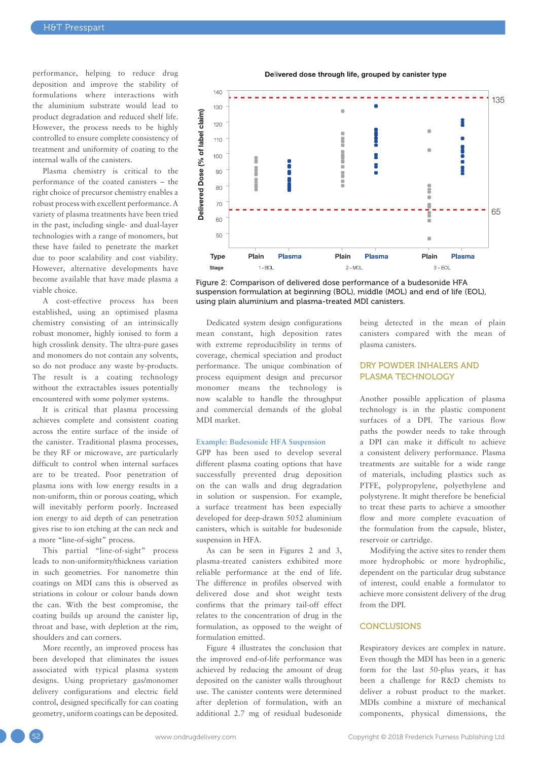performance, helping to reduce drug deposition and improve the stability of formulations where interactions with the aluminium substrate would lead to product degradation and reduced shelf life. However, the process needs to be highly controlled to ensure complete consistency of treatment and uniformity of coating to the internal walls of the canisters.

Plasma chemistry is critical to the performance of the coated canisters – the right choice of precursor chemistry enables a robust process with excellent performance. A variety of plasma treatments have been tried in the past, including single- and dual-layer technologies with a range of monomers, but these have failed to penetrate the market due to poor scalability and cost viability. However, alternative developments have become available that have made plasma a viable choice.

A cost-effective process has been established, using an optimised plasma chemistry consisting of an intrinsically robust monomer, highly ionised to form a high crosslink density. The ultra-pure gases and monomers do not contain any solvents, so do not produce any waste by-products. The result is a coating technology without the extractables issues potentially encountered with some polymer systems.

It is critical that plasma processing achieves complete and consistent coating across the entire surface of the inside of the canister. Traditional plasma processes, be they RF or microwave, are particularly difficult to control when internal surfaces are to be treated. Poor penetration of plasma ions with low energy results in a non-uniform, thin or porous coating, which will inevitably perform poorly. Increased ion energy to aid depth of can penetration gives rise to ion etching at the can neck and a more "line-of-sight" process.

This partial "line-of-sight" process leads to non-uniformity/thickness variation in such geometries. For nanometre thin coatings on MDI cans this is observed as striations in colour or colour bands down the can. With the best compromise, the coating builds up around the canister lip, throat and base, with depletion at the rim, shoulders and can corners.

More recently, an improved process has been developed that eliminates the issues associated with typical plasma system designs. Using proprietary gas/monomer delivery configurations and electric field control, designed specifically for can coating geometry, uniform coatings can be deposited.

Figure 2: Comparison of delivered dose performance of a budesonide HFA suspension formulation at beginning (BOL), middle (MOL) and end of life (EOL), using plain aluminium and plasma-treated MDI canisters.

Dedicated system design configurations mean constant, high deposition rates with extreme reproducibility in terms of coverage, chemical speciation and product performance. The unique combination of process equipment design and precursor monomer means the technology is now scalable to handle the throughput and commercial demands of the global MDI market.

### Example: Budesonide HFA Suspension

GPP has been used to develop several different plasma coating options that have successfully prevented drug deposition on the can walls and drug degradation in solution or suspension. For example, a surface treatment has been especially developed for deep-drawn 5052 aluminium canisters, which is suitable for budesonide suspension in HFA.

As can be seen in Figures 2 and 3, plasma-treated canisters exhibited more reliable performance at the end of life. The difference in profiles observed with delivered dose and shot weight tests confirms that the primary tail-off effect relates to the concentration of drug in the formulation, as opposed to the weight of formulation emitted.

Figure 4 illustrates the conclusion that the improved end-of-life performance was achieved by reducing the amount of drug deposited on the canister walls throughout use. The canister contents were determined after depletion of formulation, with an additional 2.7 mg of residual budesonide being detected in the mean of plain canisters compared with the mean of plasma canisters.

## DRY POWDER INHALERS AND PLASMA TECHNOLOGY

Another possible application of plasma technology is in the plastic component surfaces of a DPI. The various flow paths the powder needs to take through a DPI can make it difficult to achieve a consistent delivery performance. Plasma treatments are suitable for a wide range of materials, including plastics such as PTFE, polypropylene, polyethylene and polystyrene. It might therefore be beneficial to treat these parts to achieve a smoother flow and more complete evacuation of the formulation from the capsule, blister, reservoir or cartridge.

Modifying the active sites to render them more hydrophobic or more hydrophilic, dependent on the particular drug substance of interest, could enable a formulator to achieve more consistent delivery of the drug from the DPI.

## CONCLUSIONS

Respiratory devices are complex in nature. Even though the MDI has been in a generic form for the last 50-plus years, it has been a challenge for R&D chemists to deliver a robust product to the market. MDIs combine a mixture of mechanical components, physical dimensions, the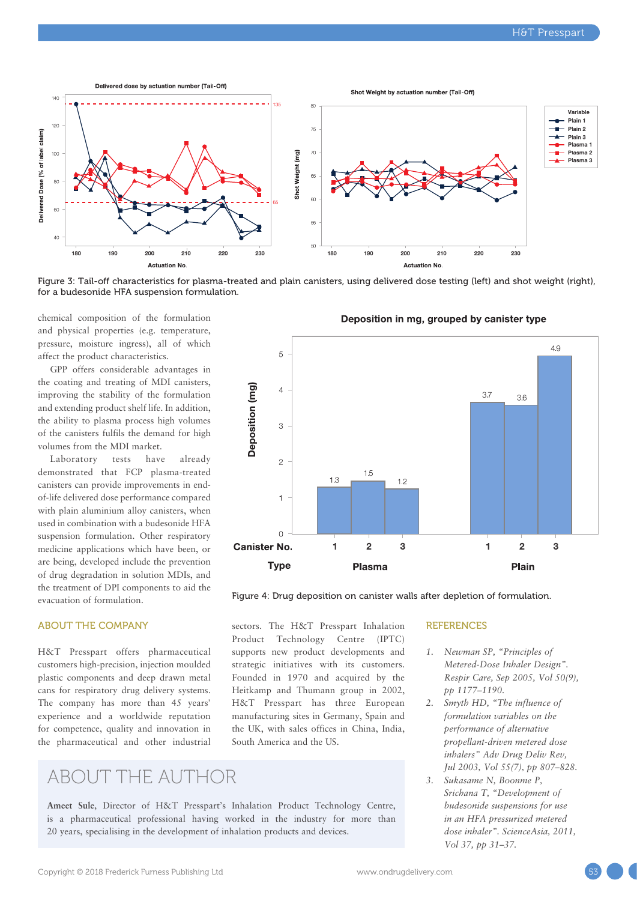Delivered dose by actuation number (Tail-Off)

Delivered Dose (% of label claim)

140
120
100
80
60
40

135
65

180 190 200 210 220 230

Actuation No.

Shot Weight by actuation number (Tail-Off)

Shot Weight (mg)

80
75
70
65
60
55
50

180 190 200 210 220 230

Actuation No.

Variable
Plain 1
Plain 2
Plain 3
Plasma 1
Plasma 2
Plasma 3

Figure 3: Tail-off characteristics for plasma-treated and plain canisters, using delivered dose testing (left) and shot weight (right), for a budesonide HFA suspension formulation.

chemical composition of the formulation and physical properties (e.g. temperature, pressure, moisture ingress), all of which affect the product characteristics.

GPP offers considerable advantages in the coating and treating of MDI canisters, improving the stability of the formulation and extending product shelf life. In addition, the ability to plasma process high volumes of the canisters fulfils the demand for high volumes from the MDI market.

Laboratory tests have already demonstrated that FCP plasma-treated canisters can provide improvements in end-of-life delivered dose performance compared with plain aluminium alloy canisters, when used in combination with a budesonide HFA suspension formulation. Other respiratory medicine applications which have been, or are being, developed include the prevention of drug degradation in solution MDIs, and the treatment of DPI components to aid the evacuation of formulation.

Deposition in mg, grouped by canister type

Deposition (mg)

5
4
3
2
1
0

1.3 1.5 1.2 3.7 3.6 4.9

Canister No. 1 2 3 1 2 3

Type Plasma Plain

Figure 4: Drug deposition on canister walls after depletion of formulation.

## ABOUT THE COMPANY

H&T Presspart offers pharmaceutical customers high-precision, injection moulded plastic components and deep drawn metal cans for respiratory drug delivery systems. The company has more than 45 years' experience and a worldwide reputation for competence, quality and innovation in the pharmaceutical and other industrial sectors. The H&T Presspart Inhalation Product Technology Centre (IPTC) supports new product developments and strategic initiatives with its customers. Founded in 1970 and acquired by the Heitkamp and Thumann group in 2002, H&T Presspart has three European manufacturing sites in Germany, Spain and the UK, with sales offices in China, India, South America and the US.

## ABOUT THE AUTHOR

**Ameet Sule**, Director of H&T Presspart's Inhalation Product Technology Centre, is a pharmaceutical professional having worked in the industry for more than 20 years, specialising in the development of inhalation products and devices.

## REFERENCES

1. *Newman SP, "Principles of Metered-Dose Inhaler Design". Respir Care, Sep 2005, Vol 50(9), pp 1177–1190.*
2. *Smyth HD, "The influence of formulation variables on the performance of alternative propellant-driven metered dose inhalers" Adv Drug Deliv Rev, Jul 2003, Vol 55(7), pp 807–828.*
3. *Sukasame N, Boonme P, Srichana T, "Development of budesonide suspensions for use in an HFA pressurized metered dose inhaler". ScienceAsia, 2011, Vol 37, pp 31–37.*